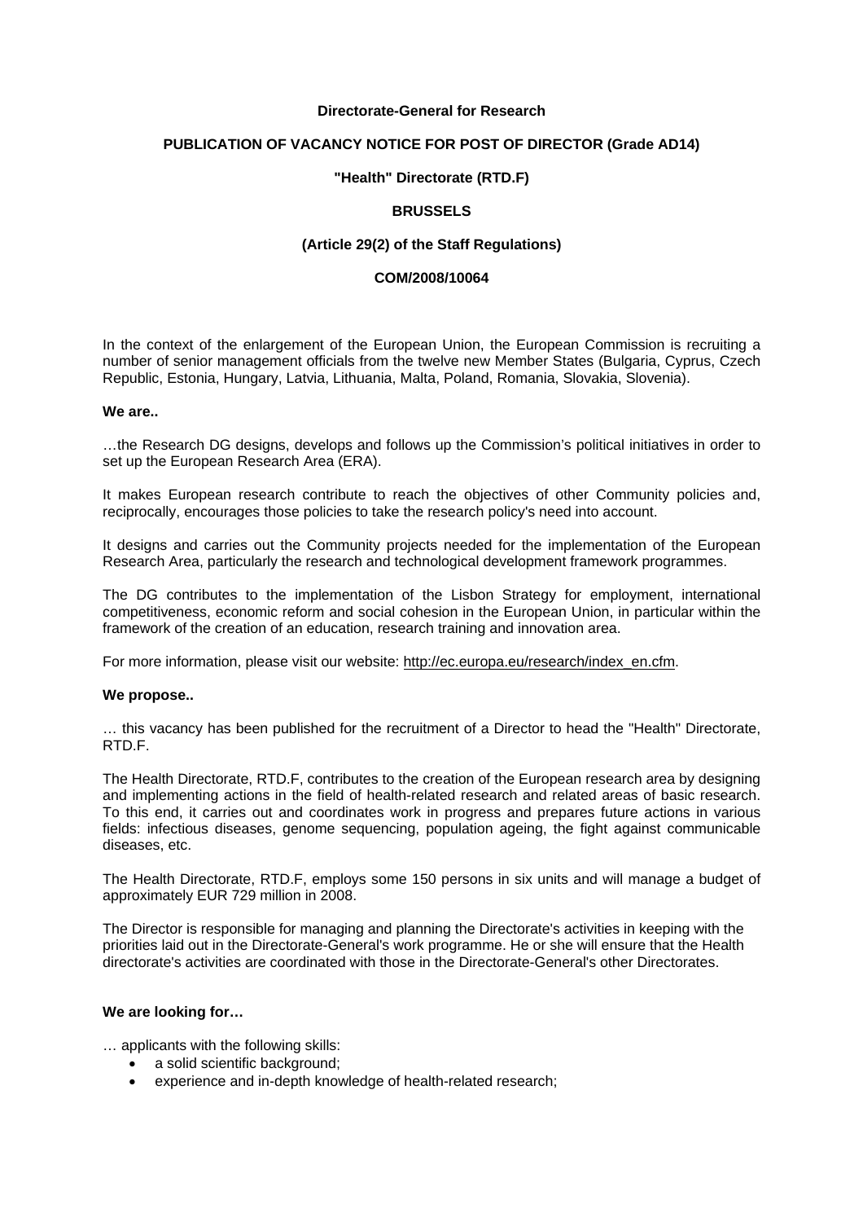**Directorate-General for Research**

**PUBLICATION OF VACANCY NOTICE FOR POST OF DIRECTOR (Grade AD14)**

**"Health" Directorate (RTD.F)**

**BRUSSELS**

**(Article 29(2) of the Staff Regulations)**

**COM/2008/10064**

In the context of the enlargement of the European Union, the European Commission is recruiting a number of senior management officials from the twelve new Member States (Bulgaria, Cyprus, Czech Republic, Estonia, Hungary, Latvia, Lithuania, Malta, Poland, Romania, Slovakia, Slovenia).

**We are..**

…the Research DG designs, develops and follows up the Commission's political initiatives in order to set up the European Research Area (ERA).

It makes European research contribute to reach the objectives of other Community policies and, reciprocally, encourages those policies to take the research policy's need into account.

It designs and carries out the Community projects needed for the implementation of the European Research Area, particularly the research and technological development framework programmes.

The DG contributes to the implementation of the Lisbon Strategy for employment, international competitiveness, economic reform and social cohesion in the European Union, in particular within the framework of the creation of an education, research training and innovation area.

For more information, please visit our website: http://ec.europa.eu/research/index_en.cfm.

**We propose..**

… this vacancy has been published for the recruitment of a Director to head the "Health" Directorate, RTD.F.

The Health Directorate, RTD.F, contributes to the creation of the European research area by designing and implementing actions in the field of health-related research and related areas of basic research. To this end, it carries out and coordinates work in progress and prepares future actions in various fields: infectious diseases, genome sequencing, population ageing, the fight against communicable diseases, etc.

The Health Directorate, RTD.F, employs some 150 persons in six units and will manage a budget of approximately EUR 729 million in 2008.

The Director is responsible for managing and planning the Directorate's activities in keeping with the priorities laid out in the Directorate-General's work programme. He or she will ensure that the Health directorate's activities are coordinated with those in the Directorate-General's other Directorates.

**We are looking for…**

… applicants with the following skills:

- a solid scientific background;
- experience and in-depth knowledge of health-related research;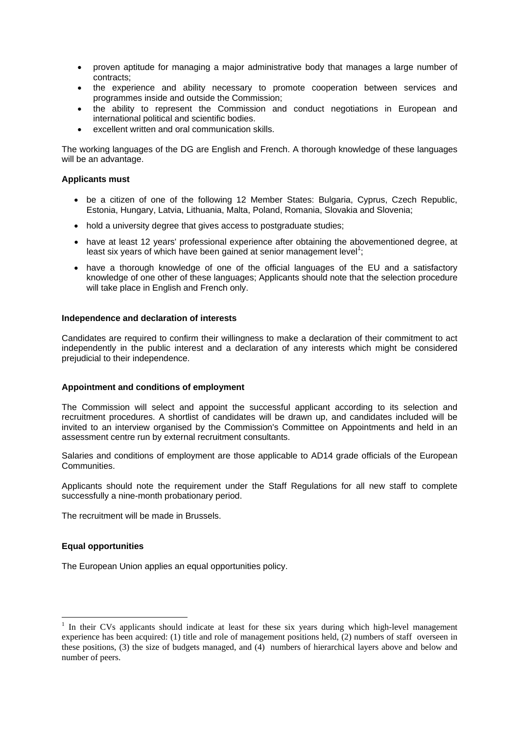- proven aptitude for managing a major administrative body that manages a large number of contracts;
- the experience and ability necessary to promote cooperation between services and programmes inside and outside the Commission;
- the ability to represent the Commission and conduct negotiations in European and international political and scientific bodies.
- excellent written and oral communication skills.

The working languages of the DG are English and French. A thorough knowledge of these languages will be an advantage.

**Applicants must**

- be a citizen of one of the following 12 Member States: Bulgaria, Cyprus, Czech Republic, Estonia, Hungary, Latvia, Lithuania, Malta, Poland, Romania, Slovakia and Slovenia;
- hold a university degree that gives access to postgraduate studies;
- have at least 12 years' professional experience after obtaining the abovementioned degree, at least six years of which have been gained at senior management level[1];
- have a thorough knowledge of one of the official languages of the EU and a satisfactory knowledge of one other of these languages; Applicants should note that the selection procedure will take place in English and French only.

**Independence and declaration of interests**

Candidates are required to confirm their willingness to make a declaration of their commitment to act independently in the public interest and a declaration of any interests which might be considered prejudicial to their independence.

**Appointment and conditions of employment**

The Commission will select and appoint the successful applicant according to its selection and recruitment procedures. A shortlist of candidates will be drawn up, and candidates included will be invited to an interview organised by the Commission's Committee on Appointments and held in an assessment centre run by external recruitment consultants.

Salaries and conditions of employment are those applicable to AD14 grade officials of the European Communities.

Applicants should note the requirement under the Staff Regulations for all new staff to complete successfully a nine-month probationary period.

The recruitment will be made in Brussels.

**Equal opportunities**

The European Union applies an equal opportunities policy.

[1] In their CVs applicants should indicate at least for these six years during which high-level management experience has been acquired: (1) title and role of management positions held, (2) numbers of staff overseen in these positions, (3) the size of budgets managed, and (4) numbers of hierarchical layers above and below and number of peers.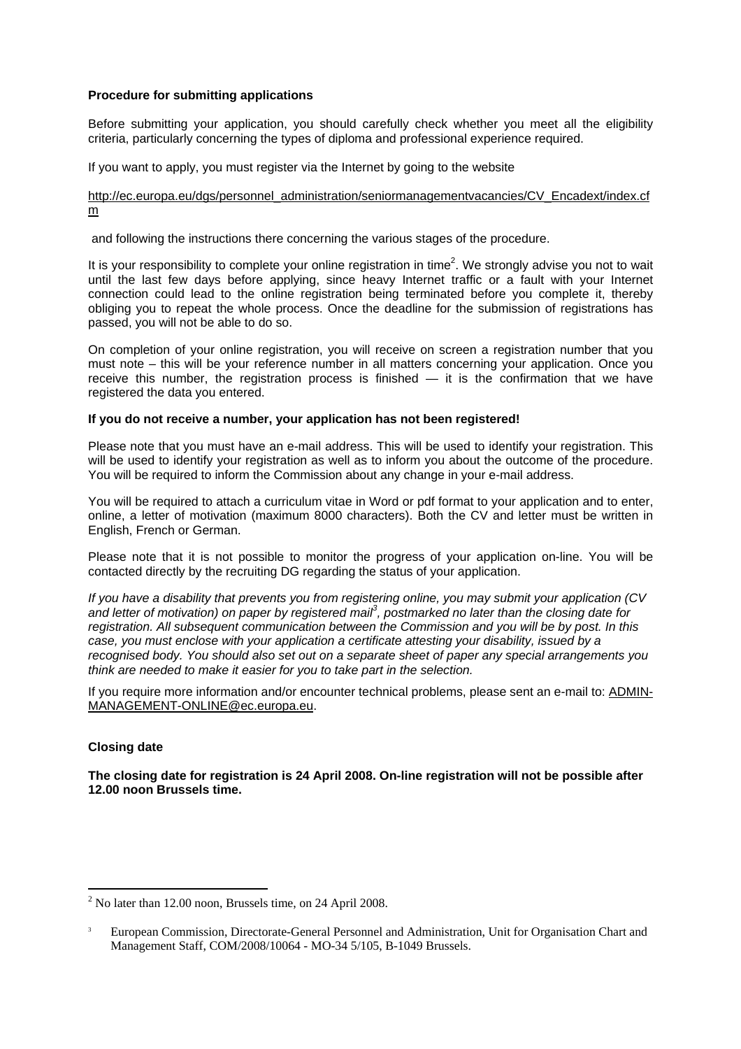**Procedure for submitting applications**

Before submitting your application, you should carefully check whether you meet all the eligibility criteria, particularly concerning the types of diploma and professional experience required.

If you want to apply, you must register via the Internet by going to the website

http://ec.europa.eu/dgs/personnel_administration/seniormanagementvacancies/CV_Encadext/index.cfm

and following the instructions there concerning the various stages of the procedure.

It is your responsibility to complete your online registration in time[2]. We strongly advise you not to wait until the last few days before applying, since heavy Internet traffic or a fault with your Internet connection could lead to the online registration being terminated before you complete it, thereby obliging you to repeat the whole process. Once the deadline for the submission of registrations has passed, you will not be able to do so.

On completion of your online registration, you will receive on screen a registration number that you must note – this will be your reference number in all matters concerning your application. Once you receive this number, the registration process is finished — it is the confirmation that we have registered the data you entered.

**If you do not receive a number, your application has not been registered!**

Please note that you must have an e-mail address. This will be used to identify your registration. This will be used to identify your registration as well as to inform you about the outcome of the procedure. You will be required to inform the Commission about any change in your e-mail address.

You will be required to attach a curriculum vitae in Word or pdf format to your application and to enter, online, a letter of motivation (maximum 8000 characters). Both the CV and letter must be written in English, French or German.

Please note that it is not possible to monitor the progress of your application on-line. You will be contacted directly by the recruiting DG regarding the status of your application.

*If you have a disability that prevents you from registering online, you may submit your application (CV and letter of motivation) on paper by registered mail[3], postmarked no later than the closing date for registration. All subsequent communication between the Commission and you will be by post. In this case, you must enclose with your application a certificate attesting your disability, issued by a recognised body. You should also set out on a separate sheet of paper any special arrangements you think are needed to make it easier for you to take part in the selection.*

If you require more information and/or encounter technical problems, please sent an e-mail to: ADMIN-MANAGEMENT-ONLINE@ec.europa.eu.

**Closing date**

**The closing date for registration is 24 April 2008. On-line registration will not be possible after 12.00 noon Brussels time.**

---

[2] No later than 12.00 noon, Brussels time, on 24 April 2008.

[3] European Commission, Directorate-General Personnel and Administration, Unit for Organisation Chart and Management Staff, COM/2008/10064 - MO-34 5/105, B-1049 Brussels.